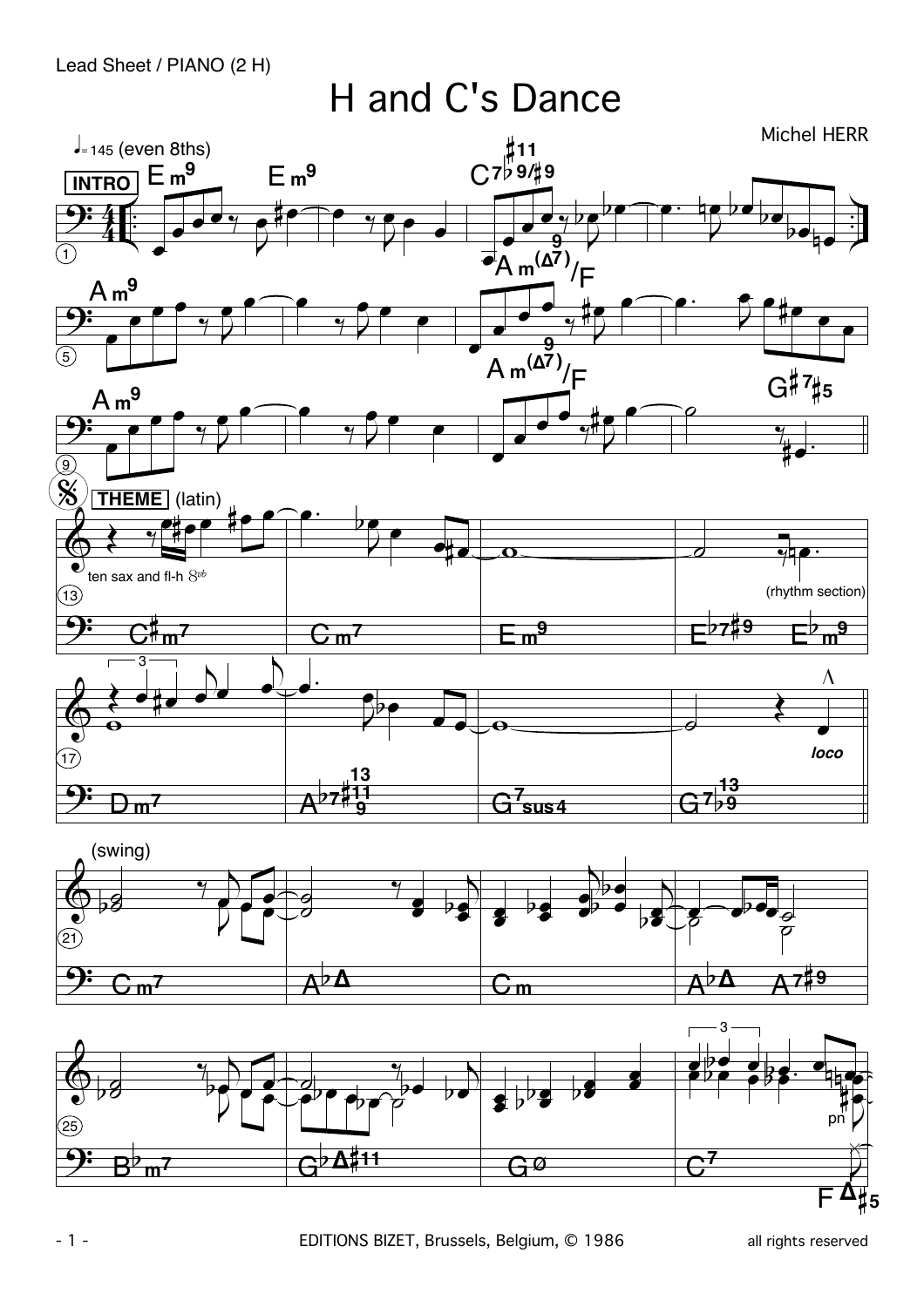Lead Sheet / PIANO (2 H)

# H and C's Dance

Michel HERR

♩= 145 (even 8ths)

**INTRO**

**THEME** (latin)

ten sax and fl-h $8^{vb}$

(rhythm section)

*loco*

(swing)

pn

EDITIONS BIZET, Brussels, Belgium, © 1986 — all rights reserved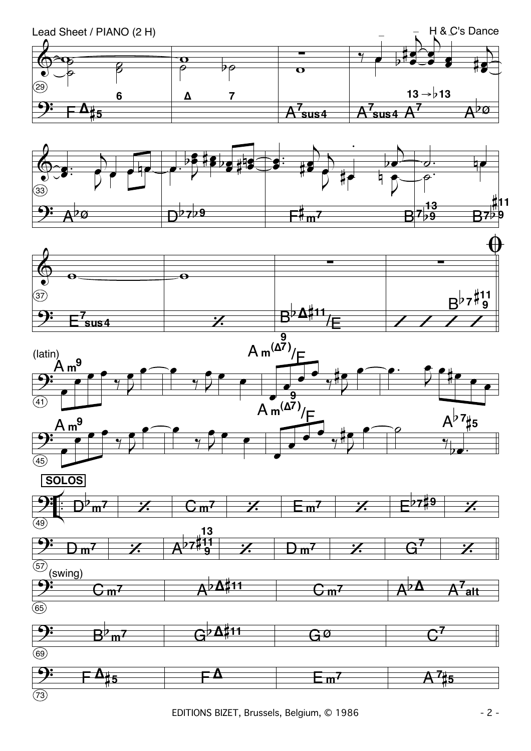(latin)

SOLOS

(swing)

EDITIONS BIZET, Brussels, Belgium, © 1986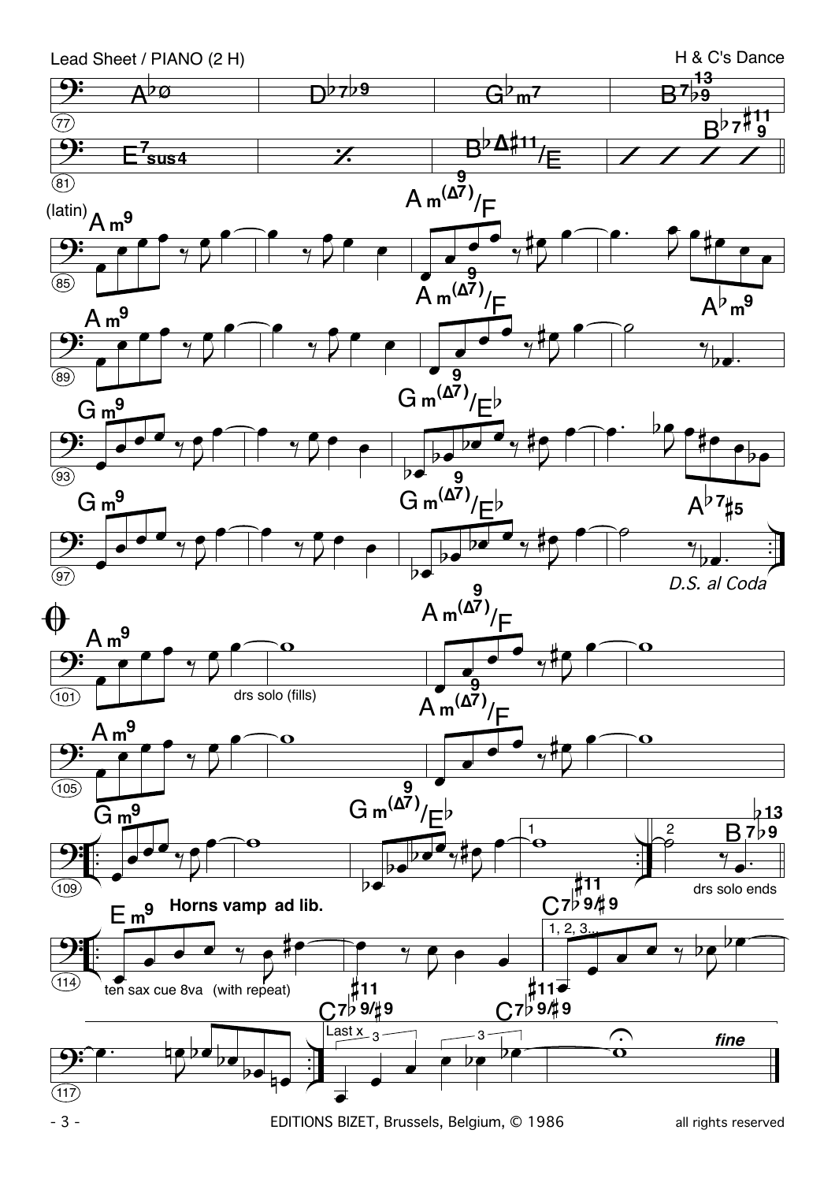A♭ø | D♭7♭9 | G♭m7 | B♭7 13/♭9

E7sus4 | ⁒ | B♭Δ♯11/E | B♭7 ♯11/♯9

(latin) Am9 | | Am9(Δ7)/F |

Am9 | | Am9(Δ7)/F | A♭m9

Gm9 | | Gm9(Δ7)/E♭ |

Gm9 | | Gm9(Δ7)/E♭ | A♭7♯5

*D.S. al Coda*

Am9 | drs solo (fills) | Am9(Δ7)/F |

Am9 | | Am9(Δ7)/F |

Gm9 | | Gm9(Δ7)/E♭ | 1 | 2 B7 ♭13/♭9

drs solo ends

Em9 **Horns vamp ad lib.** | | 1, 2, 3... C7 ♯11/♭9/♯9

ten sax cue 8va (with repeat)

Last x C7 ♯11/♭9/♯9 | C7 ♯11/♭9/♯9

***fine***